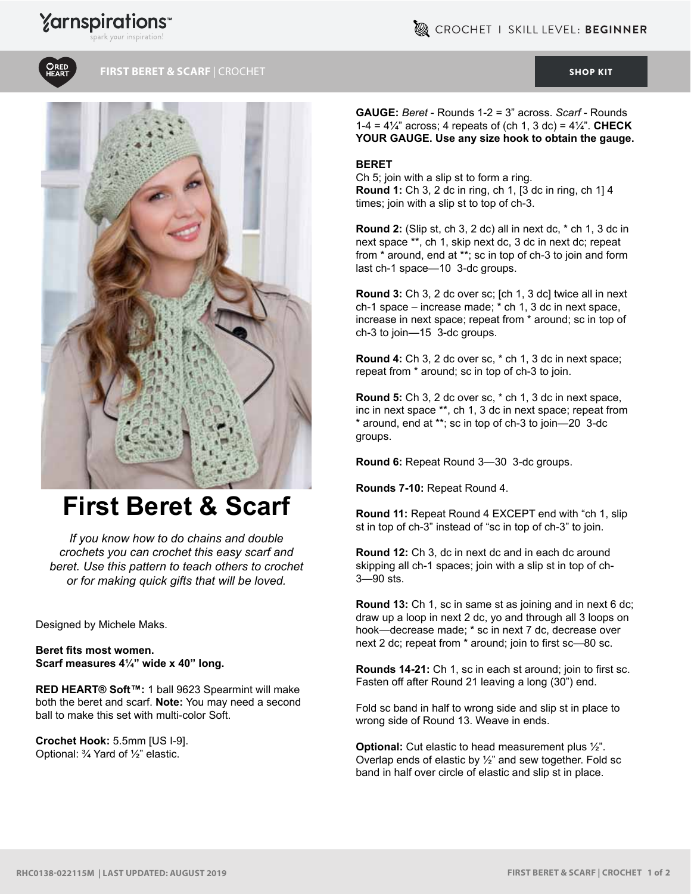# First Beret & Scarf

*If you know how to do chains and double crochets you can crochet this easy scarf and beret. Use this pattern to teach others to crochet or for making quick gifts that will be loved.*

Designed by Michele Maks.

**Beret fits most women.**
**Scarf measures 4¼" wide x 40" long.**

**RED HEART® Soft™:** 1 ball 9623 Spearmint will make both the beret and scarf. **Note:** You may need a second ball to make this set with multi-color Soft.

**Crochet Hook:** 5.5mm [US I-9].
Optional: ¾ Yard of ½" elastic.

**GAUGE:** *Beret* - Rounds 1-2 = 3" across. *Scarf* - Rounds 1-4 = 4¼" across; 4 repeats of (ch 1, 3 dc) = 4¼". **CHECK YOUR GAUGE. Use any size hook to obtain the gauge.**

## BERET

Ch 5; join with a slip st to form a ring.
**Round 1:** Ch 3, 2 dc in ring, ch 1, [3 dc in ring, ch 1] 4 times; join with a slip st to top of ch-3.

**Round 2:** (Slip st, ch 3, 2 dc) all in next dc, * ch 1, 3 dc in next space **, ch 1, skip next dc, 3 dc in next dc; repeat from * around, end at **; sc in top of ch-3 to join and form last ch-1 space—10 3-dc groups.

**Round 3:** Ch 3, 2 dc over sc; [ch 1, 3 dc] twice all in next ch-1 space – increase made; * ch 1, 3 dc in next space, increase in next space; repeat from * around; sc in top of ch-3 to join—15 3-dc groups.

**Round 4:** Ch 3, 2 dc over sc, * ch 1, 3 dc in next space; repeat from * around; sc in top of ch-3 to join.

**Round 5:** Ch 3, 2 dc over sc, * ch 1, 3 dc in next space, inc in next space **, ch 1, 3 dc in next space; repeat from * around, end at **; sc in top of ch-3 to join—20 3-dc groups.

**Round 6:** Repeat Round 3—30 3-dc groups.

**Rounds 7-10:** Repeat Round 4.

**Round 11:** Repeat Round 4 EXCEPT end with "ch 1, slip st in top of ch-3" instead of "sc in top of ch-3" to join.

**Round 12:** Ch 3, dc in next dc and in each dc around skipping all ch-1 spaces; join with a slip st in top of ch-3—90 sts.

**Round 13:** Ch 1, sc in same st as joining and in next 6 dc; draw up a loop in next 2 dc, yo and through all 3 loops on hook—decrease made; * sc in next 7 dc, decrease over next 2 dc; repeat from * around; join to first sc—80 sc.

**Rounds 14-21:** Ch 1, sc in each st around; join to first sc. Fasten off after Round 21 leaving a long (30") end.

Fold sc band in half to wrong side and slip st in place to wrong side of Round 13. Weave in ends.

**Optional:** Cut elastic to head measurement plus ½". Overlap ends of elastic by ½" and sew together. Fold sc band in half over circle of elastic and slip st in place.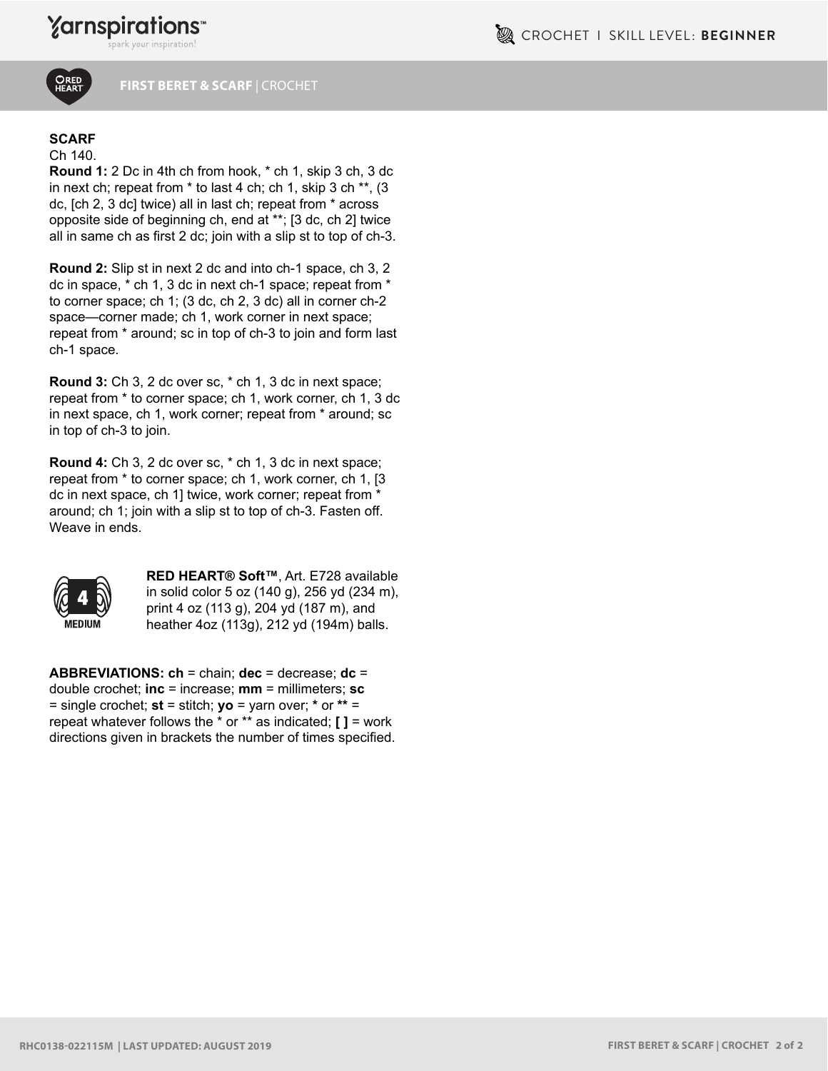## SCARF

Ch 140.

**Round 1:** 2 Dc in 4th ch from hook, * ch 1, skip 3 ch, 3 dc in next ch; repeat from * to last 4 ch; ch 1, skip 3 ch **, (3 dc, [ch 2, 3 dc] twice) all in last ch; repeat from * across opposite side of beginning ch, end at **; [3 dc, ch 2] twice all in same ch as first 2 dc; join with a slip st to top of ch-3.

**Round 2:** Slip st in next 2 dc and into ch-1 space, ch 3, 2 dc in space, * ch 1, 3 dc in next ch-1 space; repeat from * to corner space; ch 1; (3 dc, ch 2, 3 dc) all in corner ch-2 space—corner made; ch 1, work corner in next space; repeat from * around; sc in top of ch-3 to join and form last ch-1 space.

**Round 3:** Ch 3, 2 dc over sc, * ch 1, 3 dc in next space; repeat from * to corner space; ch 1, work corner, ch 1, 3 dc in next space, ch 1, work corner; repeat from * around; sc in top of ch-3 to join.

**Round 4:** Ch 3, 2 dc over sc, * ch 1, 3 dc in next space; repeat from * to corner space; ch 1, work corner, ch 1, [3 dc in next space, ch 1] twice, work corner; repeat from * around; ch 1; join with a slip st to top of ch-3. Fasten off. Weave in ends.

4 MEDIUM

**RED HEART® Soft™**, Art. E728 available in solid color 5 oz (140 g), 256 yd (234 m), print 4 oz (113 g), 204 yd (187 m), and heather 4oz (113g), 212 yd (194m) balls.

**ABBREVIATIONS: ch** = chain; **dec** = decrease; **dc** = double crochet; **inc** = increase; **mm** = millimeters; **sc** = single crochet; **st** = stitch; **yo** = yarn over; * or ** = repeat whatever follows the * or ** as indicated; **[ ]** = work directions given in brackets the number of times specified.